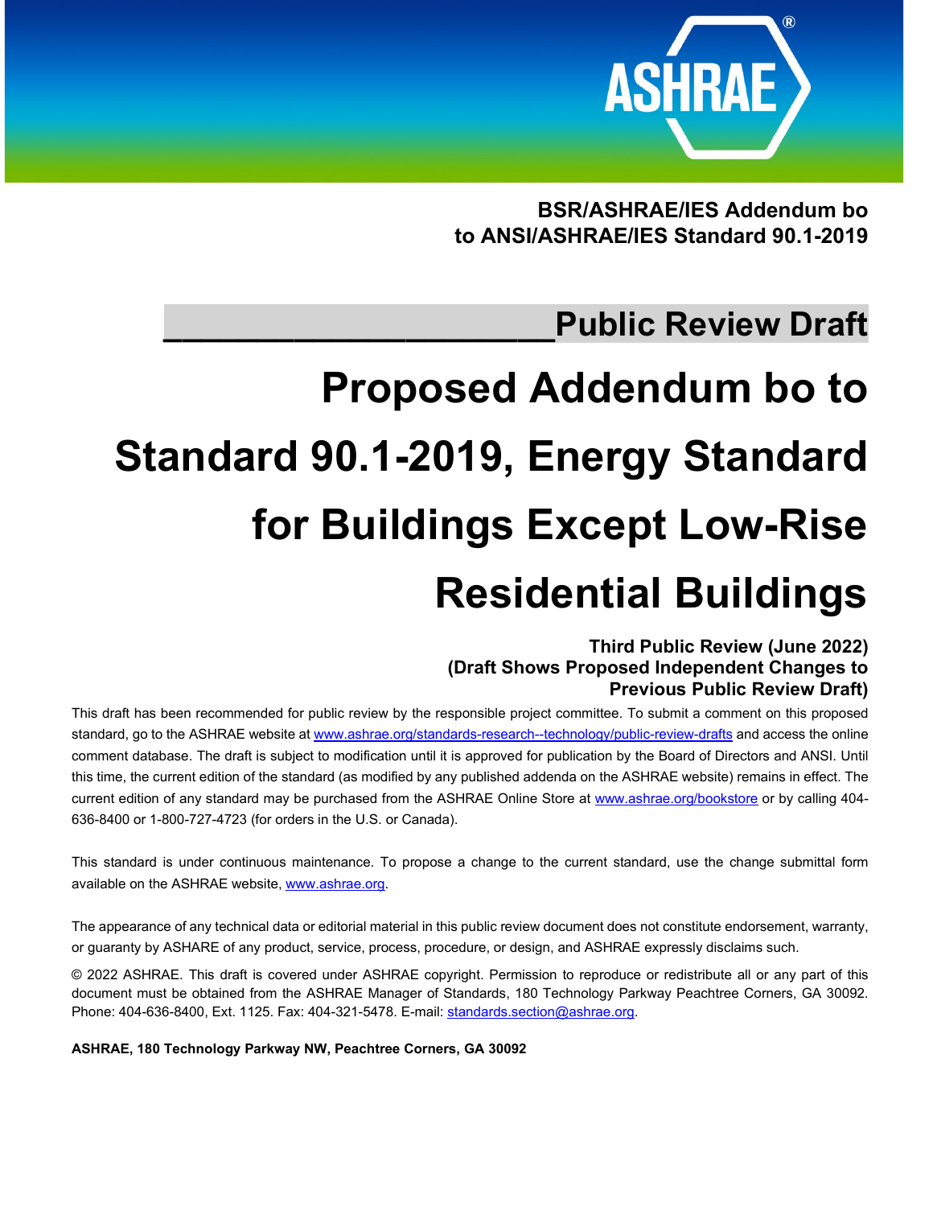**BSR/ASHRAE/IES Addendum bo to ANSI/ASHRAE/IES Standard 90.1-2019**

**Public Review Draft**

# Proposed Addendum bo to Standard 90.1-2019, Energy Standard for Buildings Except Low-Rise Residential Buildings

**Third Public Review (June 2022)**
**(Draft Shows Proposed Independent Changes to Previous Public Review Draft)**

This draft has been recommended for public review by the responsible project committee. To submit a comment on this proposed standard, go to the ASHRAE website at www.ashrae.org/standards-research--technology/public-review-drafts and access the online comment database. The draft is subject to modification until it is approved for publication by the Board of Directors and ANSI. Until this time, the current edition of the standard (as modified by any published addenda on the ASHRAE website) remains in effect. The current edition of any standard may be purchased from the ASHRAE Online Store at www.ashrae.org/bookstore or by calling 404-636-8400 or 1-800-727-4723 (for orders in the U.S. or Canada).

This standard is under continuous maintenance. To propose a change to the current standard, use the change submittal form available on the ASHRAE website, www.ashrae.org.

The appearance of any technical data or editorial material in this public review document does not constitute endorsement, warranty, or guaranty by ASHARE of any product, service, process, procedure, or design, and ASHRAE expressly disclaims such.

© 2022 ASHRAE. This draft is covered under ASHRAE copyright. Permission to reproduce or redistribute all or any part of this document must be obtained from the ASHRAE Manager of Standards, 180 Technology Parkway Peachtree Corners, GA 30092. Phone: 404-636-8400, Ext. 1125. Fax: 404-321-5478. E-mail: standards.section@ashrae.org.

**ASHRAE, 180 Technology Parkway NW, Peachtree Corners, GA 30092**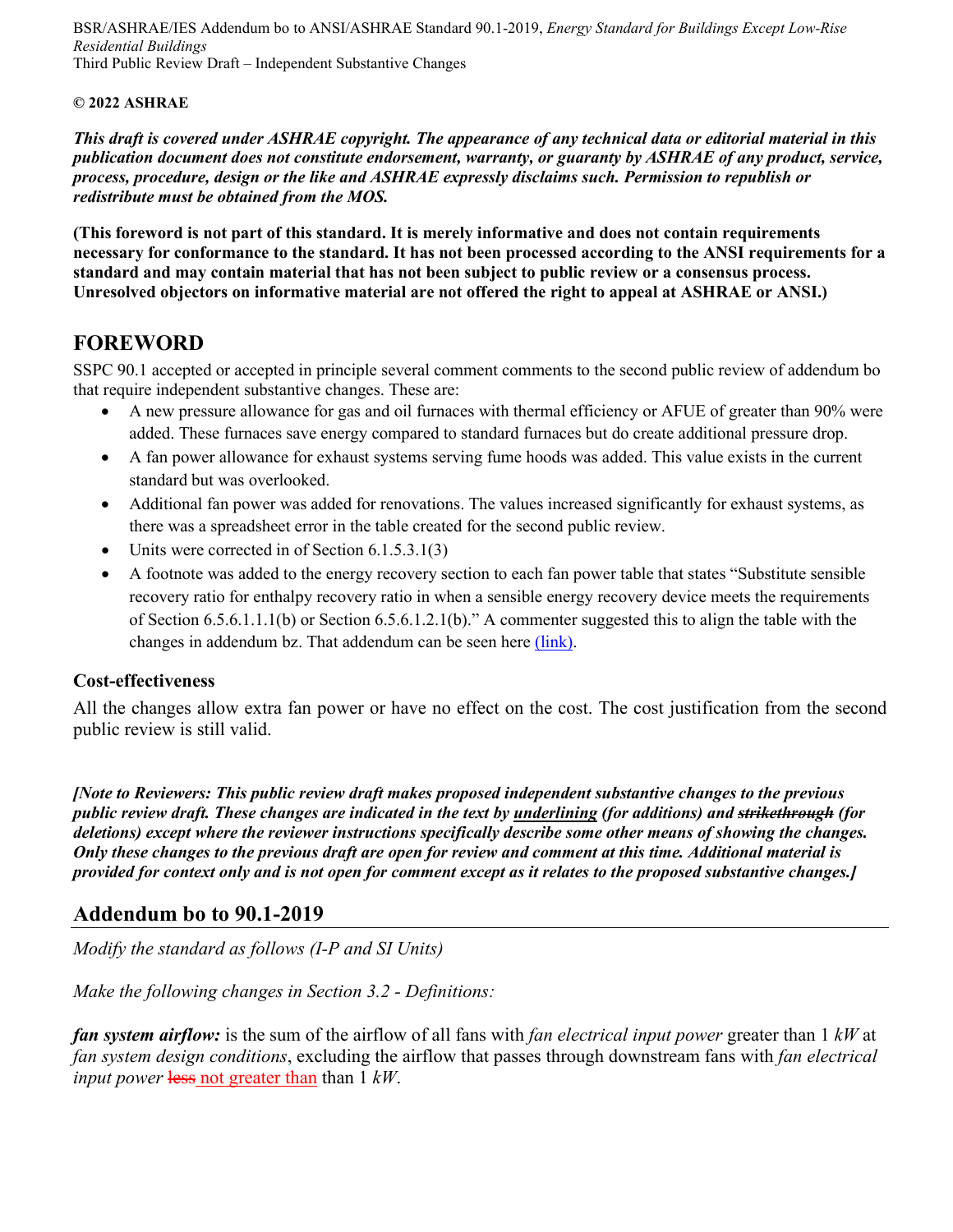**© 2022 ASHRAE**

***This draft is covered under ASHRAE copyright. The appearance of any technical data or editorial material in this publication document does not constitute endorsement, warranty, or guaranty by ASHRAE of any product, service, process, procedure, design or the like and ASHRAE expressly disclaims such. Permission to republish or redistribute must be obtained from the MOS.***

**(This foreword is not part of this standard. It is merely informative and does not contain requirements necessary for conformance to the standard. It has not been processed according to the ANSI requirements for a standard and may contain material that has not been subject to public review or a consensus process. Unresolved objectors on informative material are not offered the right to appeal at ASHRAE or ANSI.)**

## FOREWORD

SSPC 90.1 accepted or accepted in principle several comment comments to the second public review of addendum bo that require independent substantive changes. These are:

- A new pressure allowance for gas and oil furnaces with thermal efficiency or AFUE of greater than 90% were added. These furnaces save energy compared to standard furnaces but do create additional pressure drop.
- A fan power allowance for exhaust systems serving fume hoods was added. This value exists in the current standard but was overlooked.
- Additional fan power was added for renovations. The values increased significantly for exhaust systems, as there was a spreadsheet error in the table created for the second public review.
- Units were corrected in of Section 6.1.5.3.1(3)
- A footnote was added to the energy recovery section to each fan power table that states "Substitute sensible recovery ratio for enthalpy recovery ratio in when a sensible energy recovery device meets the requirements of Section 6.5.6.1.1.1(b) or Section 6.5.6.1.2.1(b)." A commenter suggested this to align the table with the changes in addendum bz. That addendum can be seen here (link).

### Cost-effectiveness

All the changes allow extra fan power or have no effect on the cost. The cost justification from the second public review is still valid.

***[Note to Reviewers: This public review draft makes proposed independent substantive changes to the previous public review draft. These changes are indicated in the text by underlining (for additions) and ~~strikethrough~~ (for deletions) except where the reviewer instructions specifically describe some other means of showing the changes. Only these changes to the previous draft are open for review and comment at this time. Additional material is provided for context only and is not open for comment except as it relates to the proposed substantive changes.]***

## Addendum bo to 90.1-2019

*Modify the standard as follows (I-P and SI Units)*

*Make the following changes in Section 3.2 - Definitions:*

***fan system airflow:*** is the sum of the airflow of all fans with *fan electrical input power* greater than 1 *kW* at *fan system design conditions*, excluding the airflow that passes through downstream fans with *fan electrical input power* ~~less~~ <u>not greater than</u> than 1 *kW*.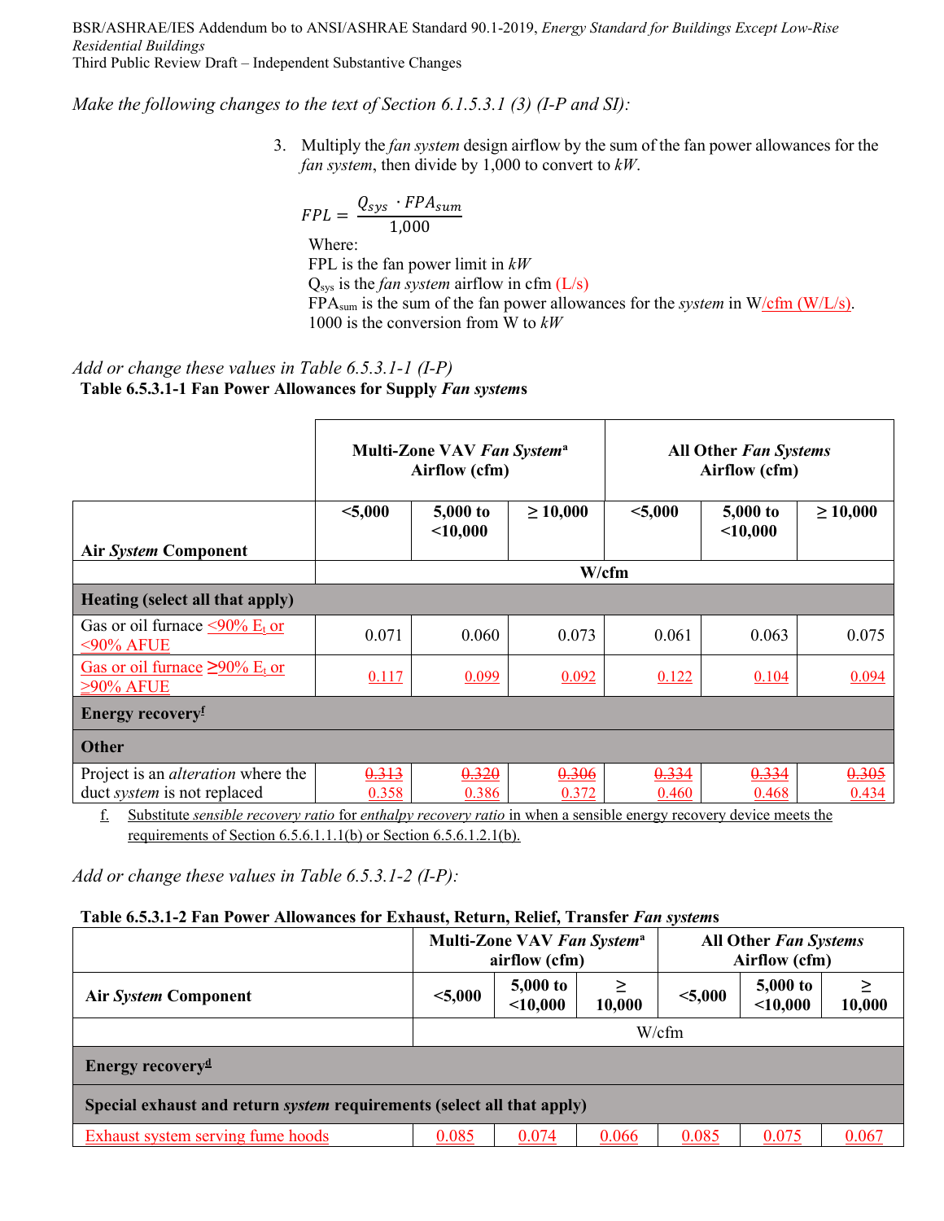*Make the following changes to the text of Section 6.1.5.3.1 (3) (I-P and SI):*

3. Multiply the *fan system* design airflow by the sum of the fan power allowances for the *fan system*, then divide by 1,000 to convert to *kW*.

$$FPL = \frac{Q_{sys} \cdot FPA_{sum}}{1{,}000}$$

Where:
FPL is the fan power limit in *kW*
$Q_{sys}$ is the *fan system* airflow in cfm (L/s)
$FPA_{sum}$ is the sum of the fan power allowances for the *system* in W/cfm (W/L/s).
1000 is the conversion from W to *kW*

*Add or change these values in Table 6.5.3.1-1 (I-P)*

**Table 6.5.3.1-1 Fan Power Allowances for Supply *Fan systems***

| | **Multi-Zone VAV *Fan System*[a] Airflow (cfm)** | | | **All Other *Fan Systems* Airflow (cfm)** | | |
|---|---|---|---|---|---|---|
| **Air *System* Component** | **<5,000** | **5,000 to <10,000** | **≥ 10,000** | **<5,000** | **5,000 to <10,000** | **≥ 10,000** |
| | W/cfm | | | | | |
| **Heating (select all that apply)** | | | | | | |
| Gas or oil furnace <90% $E_t$ or <90% AFUE | 0.071 | 0.060 | 0.073 | 0.061 | 0.063 | 0.075 |
| Gas or oil furnace ≥90% $E_t$ or ≥90% AFUE | 0.117 | 0.099 | 0.092 | 0.122 | 0.104 | 0.094 |
| **Energy recovery[f]** | | | | | | |
| **Other** | | | | | | |
| Project is an *alteration* where the duct *system* is not replaced | ~~0.313~~ 0.358 | ~~0.320~~ 0.386 | ~~0.306~~ 0.372 | ~~0.334~~ 0.460 | ~~0.334~~ 0.468 | ~~0.305~~ 0.434 |

f. Substitute *sensible recovery ratio* for *enthalpy recovery ratio* in when a sensible energy recovery device meets the requirements of Section 6.5.6.1.1.1(b) or Section 6.5.6.1.2.1(b).

*Add or change these values in Table 6.5.3.1-2 (I-P):*

**Table 6.5.3.1-2 Fan Power Allowances for Exhaust, Return, Relief, Transfer *Fan systems***

| | **Multi-Zone VAV *Fan System*[a] airflow (cfm)** | | | **All Other *Fan Systems* Airflow (cfm)** | | |
|---|---|---|---|---|---|---|
| **Air *System* Component** | **<5,000** | **5,000 to <10,000** | **≥ 10,000** | **<5,000** | **5,000 to <10,000** | **≥ 10,000** |
| | W/cfm | | | | | |
| **Energy recovery[d]** | | | | | | |
| **Special exhaust and return *system* requirements (select all that apply)** | | | | | | |
| Exhaust system serving fume hoods | 0.085 | 0.074 | 0.066 | 0.085 | 0.075 | 0.067 |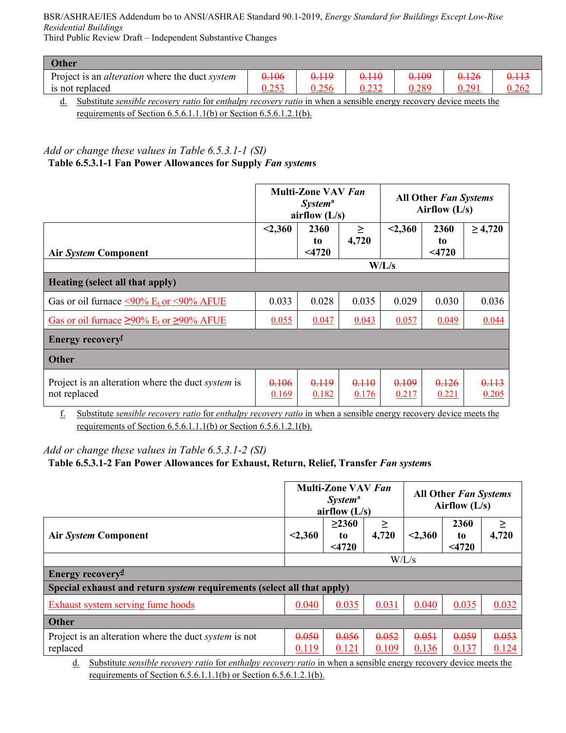| Other | | | | | | |
|---|---|---|---|---|---|---|
| Project is an *alteration* where the duct *system* is not replaced | ~~0.106~~ 0.253 | ~~0.119~~ 0.256 | ~~0.110~~ 0.232 | ~~0.109~~ 0.289 | ~~0.126~~ 0.291 | ~~0.113~~ 0.262 |

d. Substitute *sensible recovery ratio* for *enthalpy recovery ratio* in when a sensible energy recovery device meets the requirements of Section 6.5.6.1.1.1(b) or Section 6.5.6.1.2.1(b).

*Add or change these values in Table 6.5.3.1-1 (SI)*

**Table 6.5.3.1-1 Fan Power Allowances for Supply *Fan systems***

| | **Multi-Zone VAV *Fan System*[a] airflow (L/s)** | | | **All Other *Fan Systems* Airflow (L/s)** | | |
|---|---|---|---|---|---|---|
| **Air *System* Component** | **<2,360** | **2360 to <4720** | **≥ 4,720** | **<2,360** | **2360 to <4720** | **≥ 4,720** |
| | **W/L/s** | | | | | |
| **Heating (select all that apply)** | | | | | | |
| Gas or oil furnace <90% $E_t$ or <90% AFUE | 0.033 | 0.028 | 0.035 | 0.029 | 0.030 | 0.036 |
| Gas or oil furnace ≥90% $E_t$ or ≥90% AFUE | 0.055 | 0.047 | 0.043 | 0.057 | 0.049 | 0.044 |
| **Energy recovery[f]** | | | | | | |
| **Other** | | | | | | |
| Project is an alteration where the duct *system* is not replaced | ~~0.106~~ 0.169 | ~~0.119~~ 0.182 | ~~0.110~~ 0.176 | ~~0.109~~ 0.217 | ~~0.126~~ 0.221 | ~~0.113~~ 0.205 |

f. Substitute *sensible recovery ratio* for *enthalpy recovery ratio* in when a sensible energy recovery device meets the requirements of Section 6.5.6.1.1.1(b) or Section 6.5.6.1.2.1(b).

*Add or change these values in Table 6.5.3.1-2 (SI)*

**Table 6.5.3.1-2 Fan Power Allowances for Exhaust, Return, Relief, Transfer *Fan systems***

| | **Multi-Zone VAV *Fan System*[a] airflow (L/s)** | | | **All Other *Fan Systems* Airflow (L/s)** | | |
|---|---|---|---|---|---|---|
| **Air *System* Component** | **<2,360** | **≥2360 to <4720** | **≥ 4,720** | **<2,360** | **2360 to <4720** | **≥ 4,720** |
| | W/L/s | | | | | |
| **Energy recovery[d]** | | | | | | |
| **Special exhaust and return *system* requirements (select all that apply)** | | | | | | |
| Exhaust system serving fume hoods | 0.040 | 0.035 | 0.031 | 0.040 | 0.035 | 0.032 |
| **Other** | | | | | | |
| Project is an alteration where the duct *system* is not replaced | ~~0.050~~ 0.119 | ~~0.056~~ 0.121 | ~~0.052~~ 0.109 | ~~0.051~~ 0.136 | ~~0.059~~ 0.137 | ~~0.053~~ 0.124 |

d. Substitute *sensible recovery ratio* for *enthalpy recovery ratio* in when a sensible energy recovery device meets the requirements of Section 6.5.6.1.1.1(b) or Section 6.5.6.1.2.1(b).